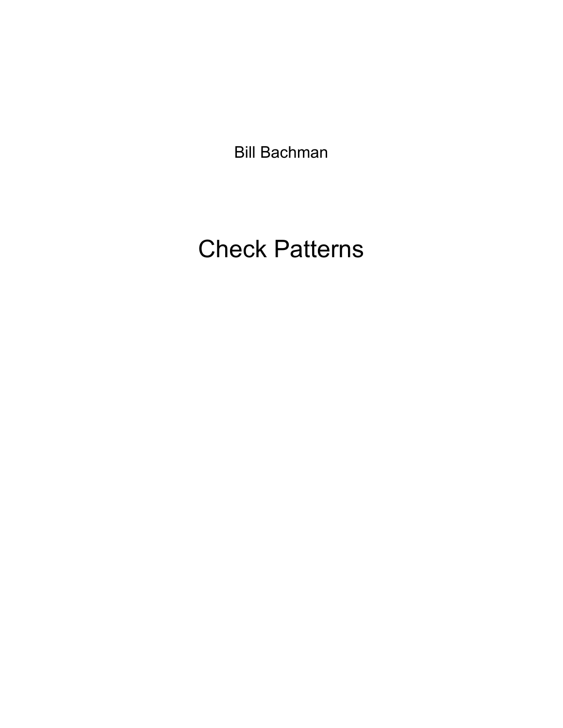Bill Bachman

# Check Patterns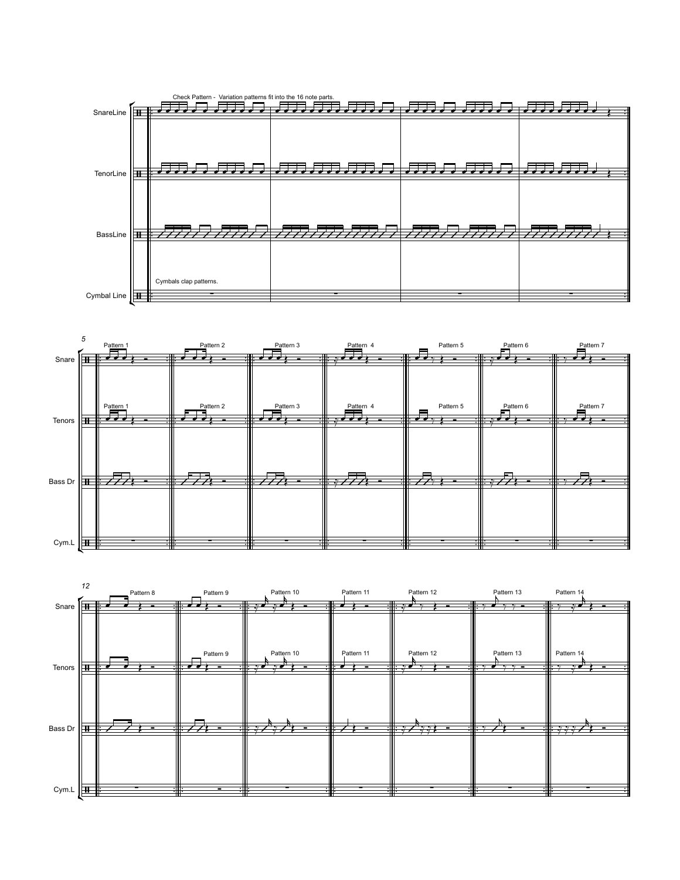Check Pattern - Variation patterns fit into the 16 note parts.

SnareLine

TenorLine

BassLine

Cymbal Line

Cymbals clap patterns.

5

Snare: Pattern 1, Pattern 2, Pattern 3, Pattern 4, Pattern 5, Pattern 6, Pattern 7

Tenors: Pattern 1, Pattern 2, Pattern 3, Pattern 4, Pattern 5, Pattern 6, Pattern 7

Bass Dr

Cym.L

12

Snare: Pattern 8, Pattern 9, Pattern 10, Pattern 11, Pattern 12, Pattern 13, Pattern 14

Tenors: Pattern 9, Pattern 10, Pattern 11, Pattern 12, Pattern 13, Pattern 14

Bass Dr

Cym.L